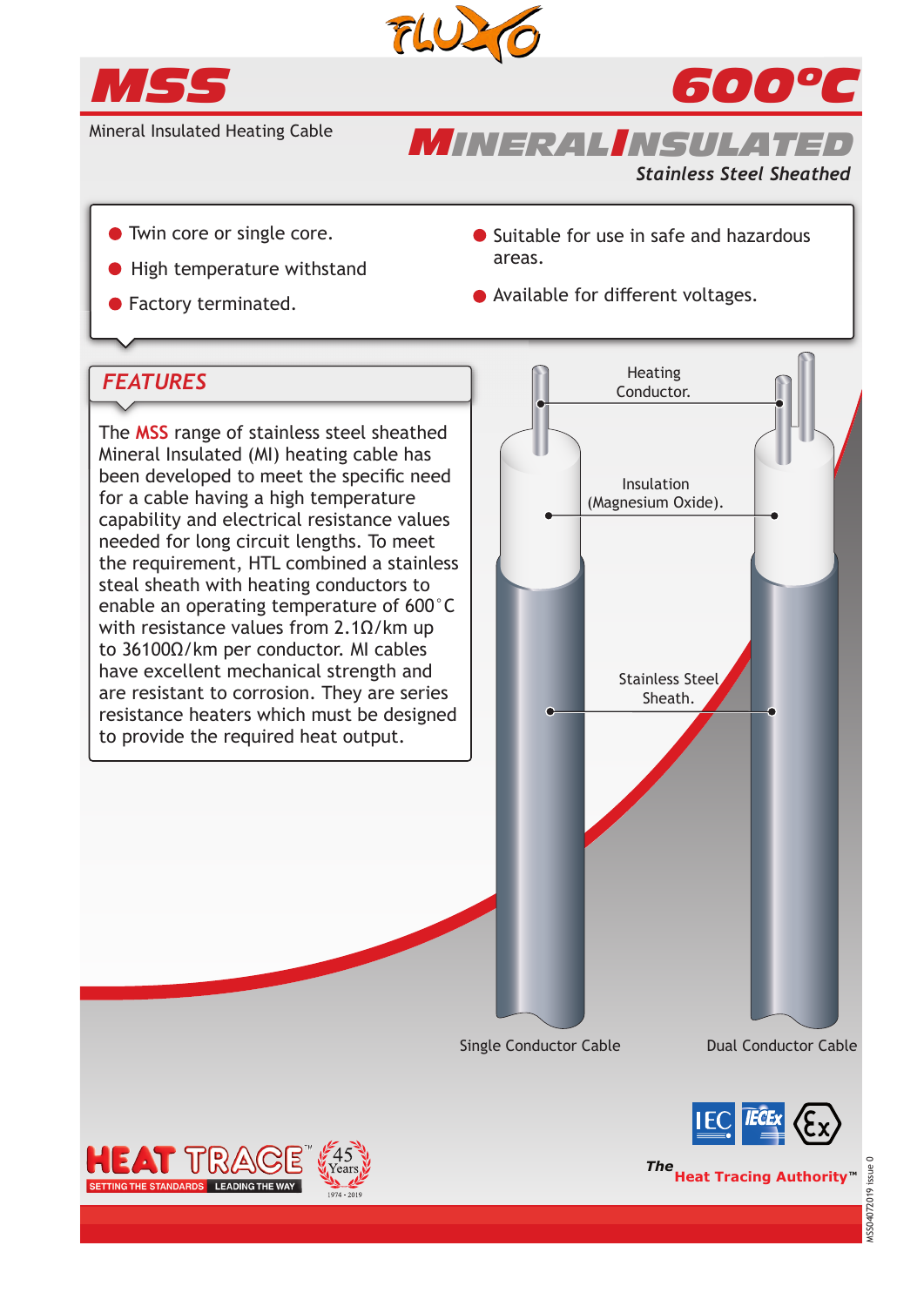# MSS

# 600°C

Mineral Insulated Heating Cable

## MINERAL INSULATED

*Stainless Steel Sheathed*

- Twin core or single core.
- High temperature withstand
- Factory terminated.
- Suitable for use in safe and hazardous areas.
- Available for different voltages.

## FEATURES

The **MSS** range of stainless steel sheathed Mineral Insulated (MI) heating cable has been developed to meet the specific need for a cable having a high temperature capability and electrical resistance values needed for long circuit lengths. To meet the requirement, HTL combined a stainless steal sheath with heating conductors to enable an operating temperature of 600°C with resistance values from 2.1Ω/km up to 36100Ω/km per conductor. MI cables have excellent mechanical strength and are resistant to corrosion. They are series resistance heaters which must be designed to provide the required heat output.

Heating Conductor.

Insulation (Magnesium Oxide).

Stainless Steel Sheath.

Single Conductor Cable

Dual Conductor Cable

HEAT TRACE™ SETTING THE STANDARDS LEADING THE WAY

45 Years 1974 - 2019

*The* **Heat Tracing Authority™**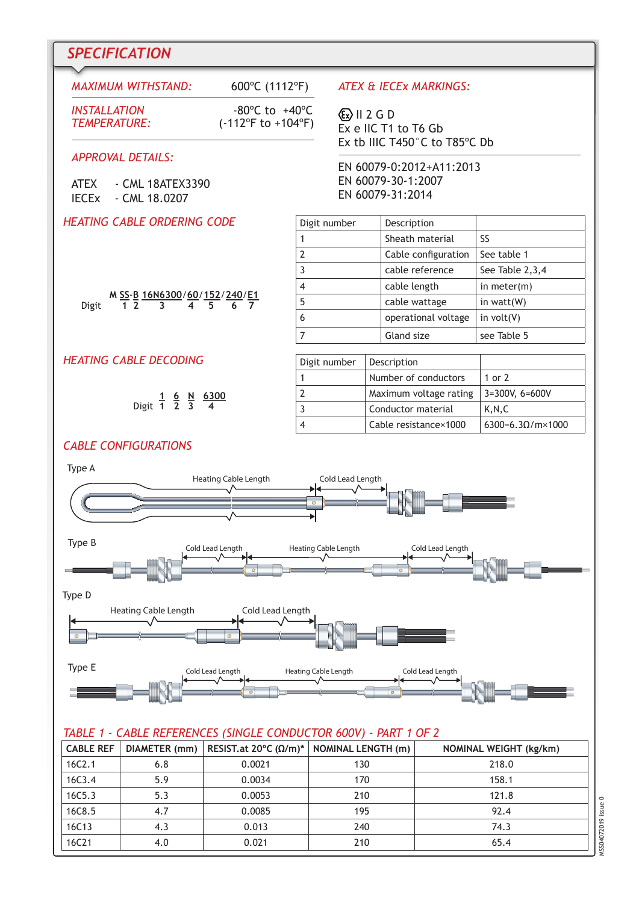## SPECIFICATION

**MAXIMUM WITHSTAND:** 600°C (1112°F)

**INSTALLATION TEMPERATURE:** -80°C to +40°C (-112°F to +104°F)

**APPROVAL DETAILS:**

ATEX - CML 18ATEX3390
IECEx - CML 18.0207

**ATEX & IECEx MARKINGS:**

Ex II 2 G D
Ex e IIC T1 to T6 Gb
Ex tb IIIC T450˚C to T85°C Db

EN 60079-0:2012+A11:2013
EN 60079-30-1:2007
EN 60079-31:2014

### HEATING CABLE ORDERING CODE

M SS-B 16N6300/60/152/240/E1
Digit 1 2 3 4 5 6 7

| Digit number | Description | |
|---|---|---|
| 1 | Sheath material | SS |
| 2 | Cable configuration | See table 1 |
| 3 | cable reference | See Table 2,3,4 |
| 4 | cable length | in meter(m) |
| 5 | cable wattage | in watt(W) |
| 6 | operational voltage | in volt(V) |
| 7 | Gland size | see Table 5 |

### HEATING CABLE DECODING

1 6 N 6300
Digit 1 2 3 4

| Digit number | Description | |
|---|---|---|
| 1 | Number of conductors | 1 or 2 |
| 2 | Maximum voltage rating | 3=300V, 6=600V |
| 3 | Conductor material | K,N,C |
| 4 | Cable resistance×1000 | 6300=6.3Ω/m×1000 |

### CABLE CONFIGURATIONS

Type A — Heating Cable Length, Cold Lead Length

Type B — Cold Lead Length, Heating Cable Length, Cold Lead Length

Type D — Heating Cable Length, Cold Lead Length

Type E — Cold Lead Length, Heating Cable Length, Cold Lead Length

### TABLE 1 - CABLE REFERENCES (SINGLE CONDUCTOR 600V) - PART 1 OF 2

| CABLE REF | DIAMETER (mm) | RESIST.at 20°C (Ω/m)* | NOMINAL LENGTH (m) | NOMINAL WEIGHT (kg/km) |
|---|---|---|---|---|
| 16C2.1 | 6.8 | 0.0021 | 130 | 218.0 |
| 16C3.4 | 5.9 | 0.0034 | 170 | 158.1 |
| 16C5.3 | 5.3 | 0.0053 | 210 | 121.8 |
| 16C8.5 | 4.7 | 0.0085 | 195 | 92.4 |
| 16C13 | 4.3 | 0.013 | 240 | 74.3 |
| 16C21 | 4.0 | 0.021 | 210 | 65.4 |

MSS04072019 issue 0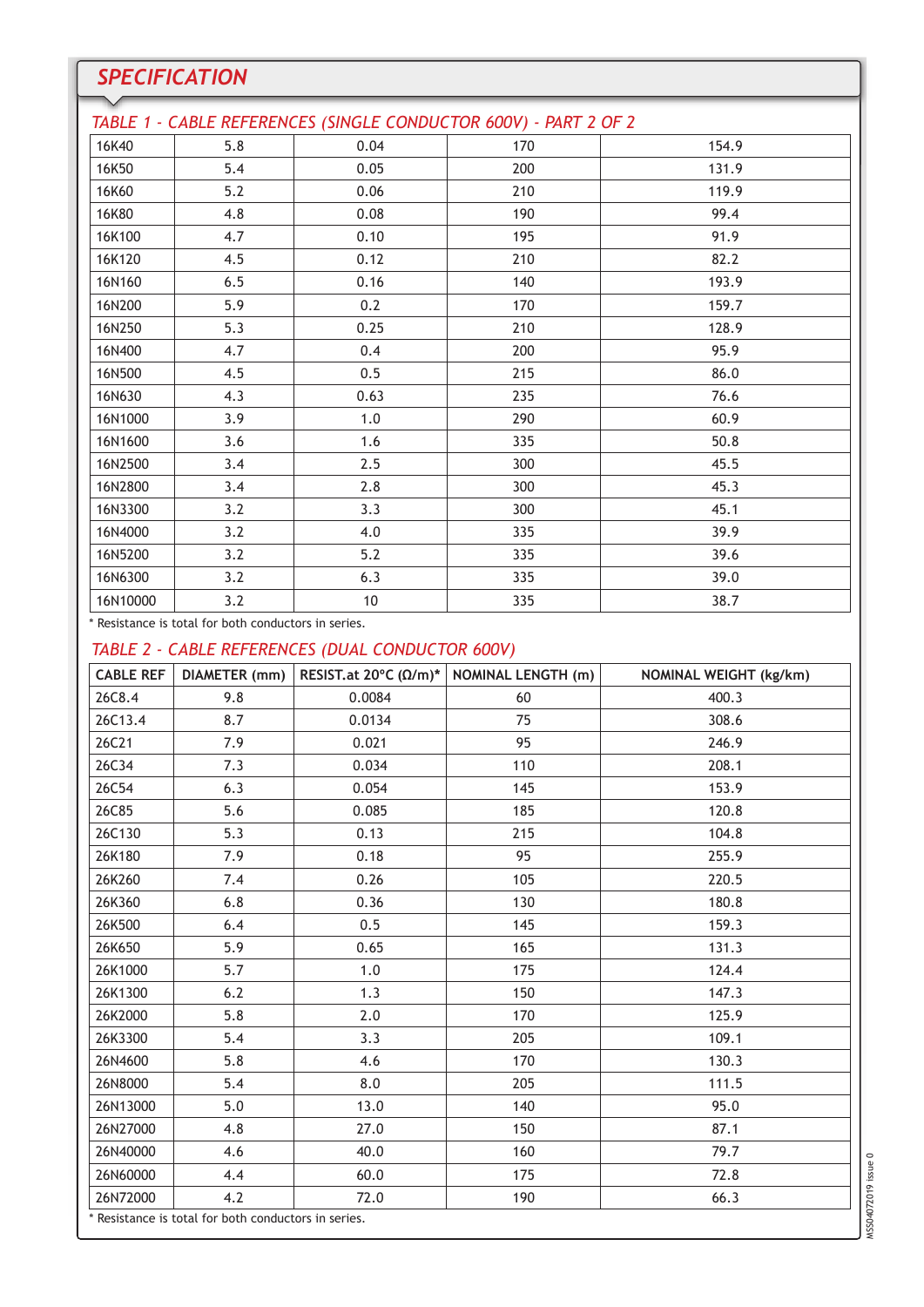## SPECIFICATION

### TABLE 1 - CABLE REFERENCES (SINGLE CONDUCTOR 600V) - PART 2 OF 2

| | | | | |
|---|---|---|---|---|
| 16K40 | 5.8 | 0.04 | 170 | 154.9 |
| 16K50 | 5.4 | 0.05 | 200 | 131.9 |
| 16K60 | 5.2 | 0.06 | 210 | 119.9 |
| 16K80 | 4.8 | 0.08 | 190 | 99.4 |
| 16K100 | 4.7 | 0.10 | 195 | 91.9 |
| 16K120 | 4.5 | 0.12 | 210 | 82.2 |
| 16N160 | 6.5 | 0.16 | 140 | 193.9 |
| 16N200 | 5.9 | 0.2 | 170 | 159.7 |
| 16N250 | 5.3 | 0.25 | 210 | 128.9 |
| 16N400 | 4.7 | 0.4 | 200 | 95.9 |
| 16N500 | 4.5 | 0.5 | 215 | 86.0 |
| 16N630 | 4.3 | 0.63 | 235 | 76.6 |
| 16N1000 | 3.9 | 1.0 | 290 | 60.9 |
| 16N1600 | 3.6 | 1.6 | 335 | 50.8 |
| 16N2500 | 3.4 | 2.5 | 300 | 45.5 |
| 16N2800 | 3.4 | 2.8 | 300 | 45.3 |
| 16N3300 | 3.2 | 3.3 | 300 | 45.1 |
| 16N4000 | 3.2 | 4.0 | 335 | 39.9 |
| 16N5200 | 3.2 | 5.2 | 335 | 39.6 |
| 16N6300 | 3.2 | 6.3 | 335 | 39.0 |
| 16N10000 | 3.2 | 10 | 335 | 38.7 |

\* Resistance is total for both conductors in series.

### TABLE 2 - CABLE REFERENCES (DUAL CONDUCTOR 600V)

| CABLE REF | DIAMETER (mm) | RESIST.at 20°C (Ω/m)* | NOMINAL LENGTH (m) | NOMINAL WEIGHT (kg/km) |
|---|---|---|---|---|
| 26C8.4 | 9.8 | 0.0084 | 60 | 400.3 |
| 26C13.4 | 8.7 | 0.0134 | 75 | 308.6 |
| 26C21 | 7.9 | 0.021 | 95 | 246.9 |
| 26C34 | 7.3 | 0.034 | 110 | 208.1 |
| 26C54 | 6.3 | 0.054 | 145 | 153.9 |
| 26C85 | 5.6 | 0.085 | 185 | 120.8 |
| 26C130 | 5.3 | 0.13 | 215 | 104.8 |
| 26K180 | 7.9 | 0.18 | 95 | 255.9 |
| 26K260 | 7.4 | 0.26 | 105 | 220.5 |
| 26K360 | 6.8 | 0.36 | 130 | 180.8 |
| 26K500 | 6.4 | 0.5 | 145 | 159.3 |
| 26K650 | 5.9 | 0.65 | 165 | 131.3 |
| 26K1000 | 5.7 | 1.0 | 175 | 124.4 |
| 26K1300 | 6.2 | 1.3 | 150 | 147.3 |
| 26K2000 | 5.8 | 2.0 | 170 | 125.9 |
| 26K3300 | 5.4 | 3.3 | 205 | 109.1 |
| 26N4600 | 5.8 | 4.6 | 170 | 130.3 |
| 26N8000 | 5.4 | 8.0 | 205 | 111.5 |
| 26N13000 | 5.0 | 13.0 | 140 | 95.0 |
| 26N27000 | 4.8 | 27.0 | 150 | 87.1 |
| 26N40000 | 4.6 | 40.0 | 160 | 79.7 |
| 26N60000 | 4.4 | 60.0 | 175 | 72.8 |
| 26N72000 | 4.2 | 72.0 | 190 | 66.3 |

\* Resistance is total for both conductors in series.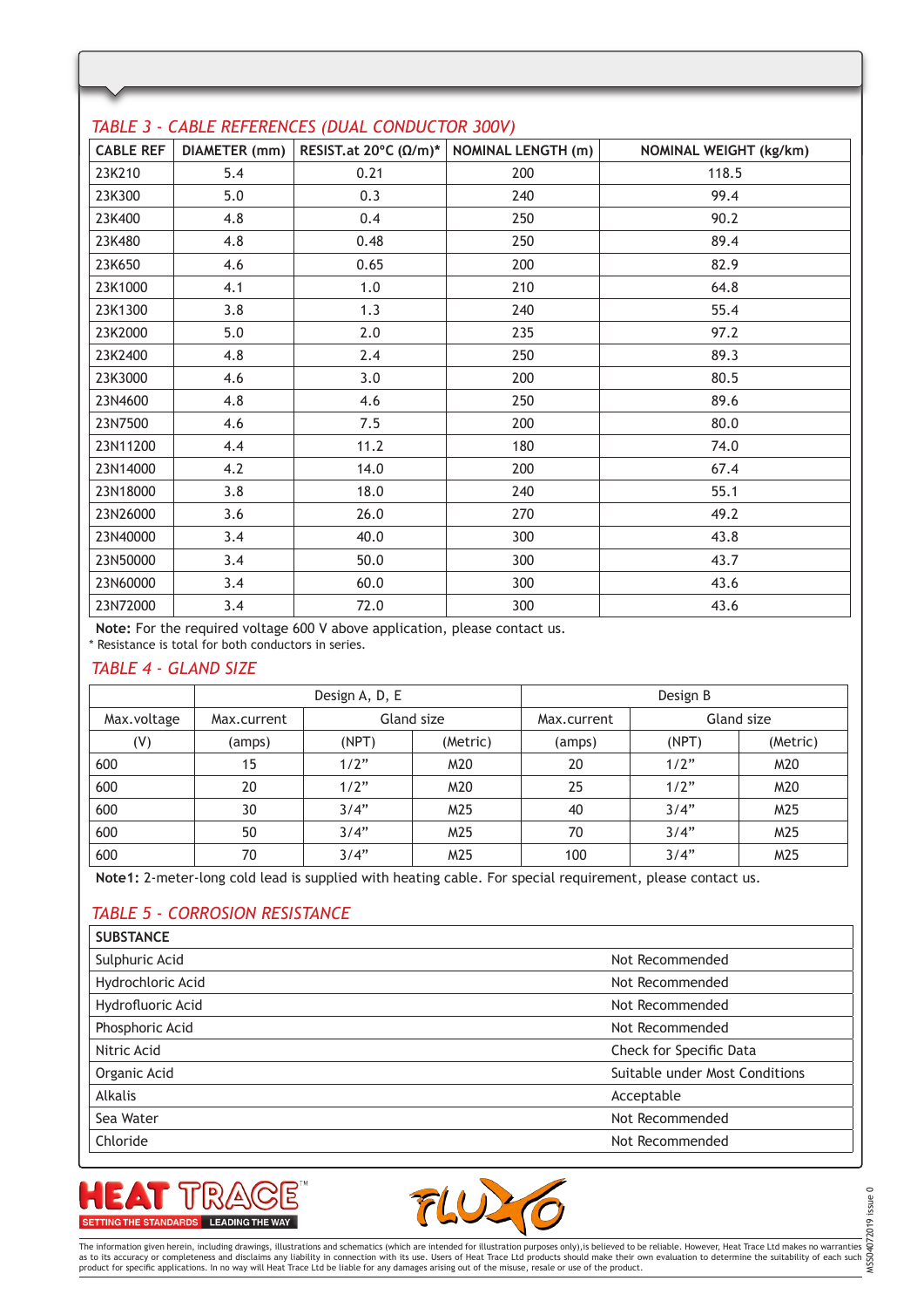## TABLE 3 - CABLE REFERENCES (DUAL CONDUCTOR 300V)

| CABLE REF | DIAMETER (mm) | RESIST.at 20°C (Ω/m)* | NOMINAL LENGTH (m) | NOMINAL WEIGHT (kg/km) |
|---|---|---|---|---|
| 23K210 | 5.4 | 0.21 | 200 | 118.5 |
| 23K300 | 5.0 | 0.3 | 240 | 99.4 |
| 23K400 | 4.8 | 0.4 | 250 | 90.2 |
| 23K480 | 4.8 | 0.48 | 250 | 89.4 |
| 23K650 | 4.6 | 0.65 | 200 | 82.9 |
| 23K1000 | 4.1 | 1.0 | 210 | 64.8 |
| 23K1300 | 3.8 | 1.3 | 240 | 55.4 |
| 23K2000 | 5.0 | 2.0 | 235 | 97.2 |
| 23K2400 | 4.8 | 2.4 | 250 | 89.3 |
| 23K3000 | 4.6 | 3.0 | 200 | 80.5 |
| 23N4600 | 4.8 | 4.6 | 250 | 89.6 |
| 23N7500 | 4.6 | 7.5 | 200 | 80.0 |
| 23N11200 | 4.4 | 11.2 | 180 | 74.0 |
| 23N14000 | 4.2 | 14.0 | 200 | 67.4 |
| 23N18000 | 3.8 | 18.0 | 240 | 55.1 |
| 23N26000 | 3.6 | 26.0 | 270 | 49.2 |
| 23N40000 | 3.4 | 40.0 | 300 | 43.8 |
| 23N50000 | 3.4 | 50.0 | 300 | 43.7 |
| 23N60000 | 3.4 | 60.0 | 300 | 43.6 |
| 23N72000 | 3.4 | 72.0 | 300 | 43.6 |

**Note:** For the required voltage 600 V above application, please contact us.
\* Resistance is total for both conductors in series.

## TABLE 4 - GLAND SIZE

| | Design A, D, E | | | Design B | | |
|---|---|---|---|---|---|---|
| Max.voltage | Max.current | Gland size | | Max.current | Gland size | |
| (V) | (amps) | (NPT) | (Metric) | (amps) | (NPT) | (Metric) |
| 600 | 15 | 1/2” | M20 | 20 | 1/2” | M20 |
| 600 | 20 | 1/2” | M20 | 25 | 1/2” | M20 |
| 600 | 30 | 3/4” | M25 | 40 | 3/4” | M25 |
| 600 | 50 | 3/4” | M25 | 70 | 3/4” | M25 |
| 600 | 70 | 3/4” | M25 | 100 | 3/4” | M25 |

**Note1:** 2-meter-long cold lead is supplied with heating cable. For special requirement, please contact us.

## TABLE 5 - CORROSION RESISTANCE

| SUBSTANCE | |
|---|---|
| Sulphuric Acid | Not Recommended |
| Hydrochloric Acid | Not Recommended |
| Hydrofluoric Acid | Not Recommended |
| Phosphoric Acid | Not Recommended |
| Nitric Acid | Check for Specific Data |
| Organic Acid | Suitable under Most Conditions |
| Alkalis | Acceptable |
| Sea Water | Not Recommended |
| Chloride | Not Recommended |

HEAT TRACE™ SETTING THE STANDARDS LEADING THE WAY

FLUXO

The information given herein, including drawings, illustrations and schematics (which are intended for illustration purposes only),is believed to be reliable. However, Heat Trace Ltd makes no warranties as to its accuracy or completeness and disclaims any liability in connection with its use. Users of Heat Trace Ltd products should make their own evaluation to determine the suitability of each such product for specific applications. In no way will Heat Trace Ltd be liable for any damages arising out of the misuse, resale or use of the product.

MSS04072019 issue 0